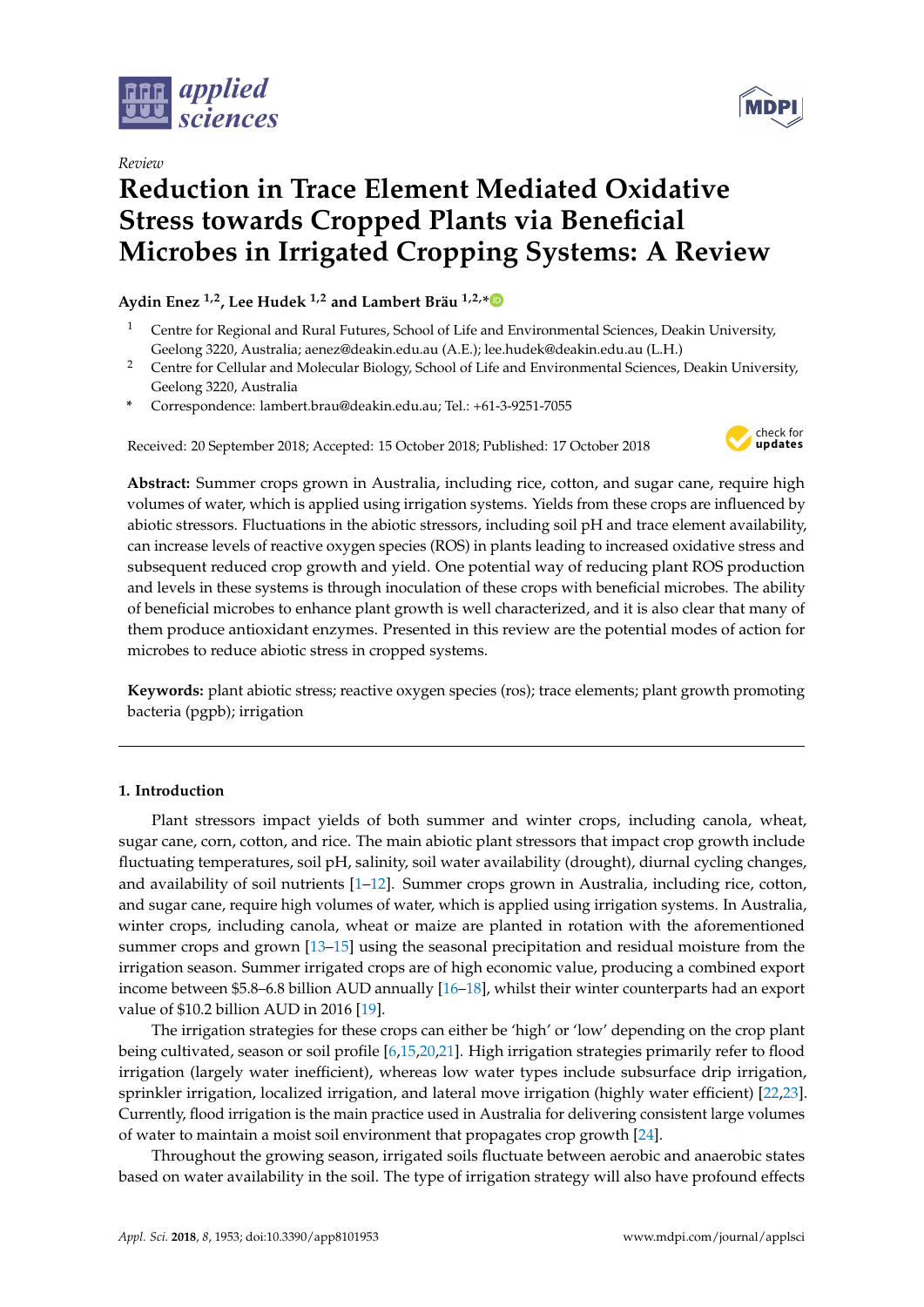*Review*

# Reduction in Trace Element Mediated Oxidative Stress towards Cropped Plants via Beneficial Microbes in Irrigated Cropping Systems: A Review

**Aydin Enez [1,2], Lee Hudek [1,2] and Lambert Bräu [1,2,*]**

[1] Centre for Regional and Rural Futures, School of Life and Environmental Sciences, Deakin University, Geelong 3220, Australia; aenez@deakin.edu.au (A.E.); lee.hudek@deakin.edu.au (L.H.)

[2] Centre for Cellular and Molecular Biology, School of Life and Environmental Sciences, Deakin University, Geelong 3220, Australia

[*] Correspondence: lambert.brau@deakin.edu.au; Tel.: +61-3-9251-7055

Received: 20 September 2018; Accepted: 15 October 2018; Published: 17 October 2018

**Abstract:** Summer crops grown in Australia, including rice, cotton, and sugar cane, require high volumes of water, which is applied using irrigation systems. Yields from these crops are influenced by abiotic stressors. Fluctuations in the abiotic stressors, including soil pH and trace element availability, can increase levels of reactive oxygen species (ROS) in plants leading to increased oxidative stress and subsequent reduced crop growth and yield. One potential way of reducing plant ROS production and levels in these systems is through inoculation of these crops with beneficial microbes. The ability of beneficial microbes to enhance plant growth is well characterized, and it is also clear that many of them produce antioxidant enzymes. Presented in this review are the potential modes of action for microbes to reduce abiotic stress in cropped systems.

**Keywords:** plant abiotic stress; reactive oxygen species (ros); trace elements; plant growth promoting bacteria (pgpb); irrigation

## 1. Introduction

Plant stressors impact yields of both summer and winter crops, including canola, wheat, sugar cane, corn, cotton, and rice. The main abiotic plant stressors that impact crop growth include fluctuating temperatures, soil pH, salinity, soil water availability (drought), diurnal cycling changes, and availability of soil nutrients [1–12]. Summer crops grown in Australia, including rice, cotton, and sugar cane, require high volumes of water, which is applied using irrigation systems. In Australia, winter crops, including canola, wheat or maize are planted in rotation with the aforementioned summer crops and grown [13–15] using the seasonal precipitation and residual moisture from the irrigation season. Summer irrigated crops are of high economic value, producing a combined export income between $5.8–6.8 billion AUD annually [16–18], whilst their winter counterparts had an export value of $10.2 billion AUD in 2016 [19].

The irrigation strategies for these crops can either be 'high' or 'low' depending on the crop plant being cultivated, season or soil profile [6,15,20,21]. High irrigation strategies primarily refer to flood irrigation (largely water inefficient), whereas low water types include subsurface drip irrigation, sprinkler irrigation, localized irrigation, and lateral move irrigation (highly water efficient) [22,23]. Currently, flood irrigation is the main practice used in Australia for delivering consistent large volumes of water to maintain a moist soil environment that propagates crop growth [24].

Throughout the growing season, irrigated soils fluctuate between aerobic and anaerobic states based on water availability in the soil. The type of irrigation strategy will also have profound effects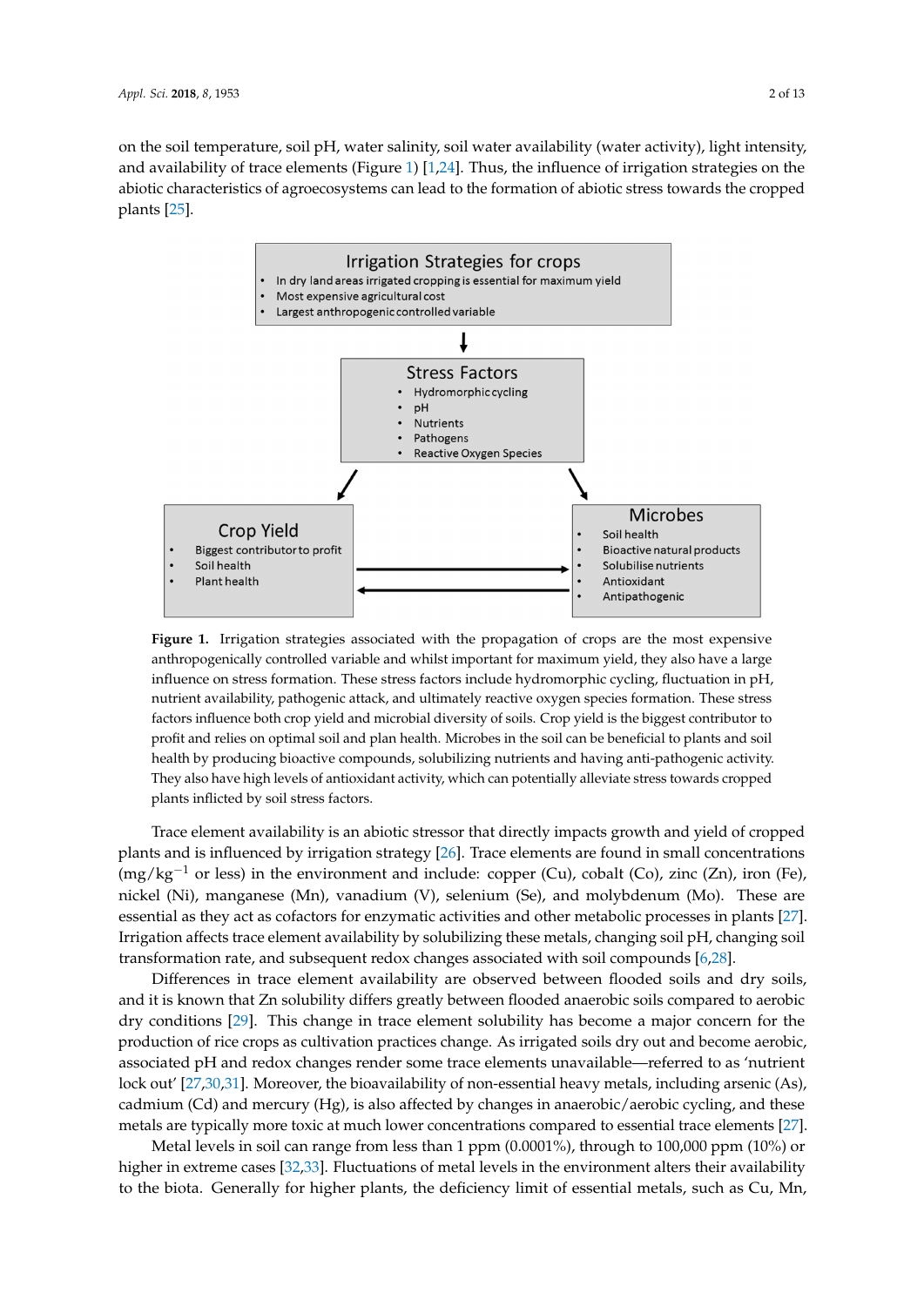on the soil temperature, soil pH, water salinity, soil water availability (water activity), light intensity, and availability of trace elements (Figure 1) [1,24]. Thus, the influence of irrigation strategies on the abiotic characteristics of agroecosystems can lead to the formation of abiotic stress towards the cropped plants [25].

**Figure 1.** Irrigation strategies associated with the propagation of crops are the most expensive anthropogenically controlled variable and whilst important for maximum yield, they also have a large influence on stress formation. These stress factors include hydromorphic cycling, fluctuation in pH, nutrient availability, pathogenic attack, and ultimately reactive oxygen species formation. These stress factors influence both crop yield and microbial diversity of soils. Crop yield is the biggest contributor to profit and relies on optimal soil and plan health. Microbes in the soil can be beneficial to plants and soil health by producing bioactive compounds, solubilizing nutrients and having anti-pathogenic activity. They also have high levels of antioxidant activity, which can potentially alleviate stress towards cropped plants inflicted by soil stress factors.

Trace element availability is an abiotic stressor that directly impacts growth and yield of cropped plants and is influenced by irrigation strategy [26]. Trace elements are found in small concentrations (mg/kg$^{-1}$ or less) in the environment and include: copper (Cu), cobalt (Co), zinc (Zn), iron (Fe), nickel (Ni), manganese (Mn), vanadium (V), selenium (Se), and molybdenum (Mo). These are essential as they act as cofactors for enzymatic activities and other metabolic processes in plants [27]. Irrigation affects trace element availability by solubilizing these metals, changing soil pH, changing soil transformation rate, and subsequent redox changes associated with soil compounds [6,28].

Differences in trace element availability are observed between flooded soils and dry soils, and it is known that Zn solubility differs greatly between flooded anaerobic soils compared to aerobic dry conditions [29]. This change in trace element solubility has become a major concern for the production of rice crops as cultivation practices change. As irrigated soils dry out and become aerobic, associated pH and redox changes render some trace elements unavailable—referred to as 'nutrient lock out' [27,30,31]. Moreover, the bioavailability of non-essential heavy metals, including arsenic (As), cadmium (Cd) and mercury (Hg), is also affected by changes in anaerobic/aerobic cycling, and these metals are typically more toxic at much lower concentrations compared to essential trace elements [27].

Metal levels in soil can range from less than 1 ppm (0.0001%), through to 100,000 ppm (10%) or higher in extreme cases [32,33]. Fluctuations of metal levels in the environment alters their availability to the biota. Generally for higher plants, the deficiency limit of essential metals, such as Cu, Mn,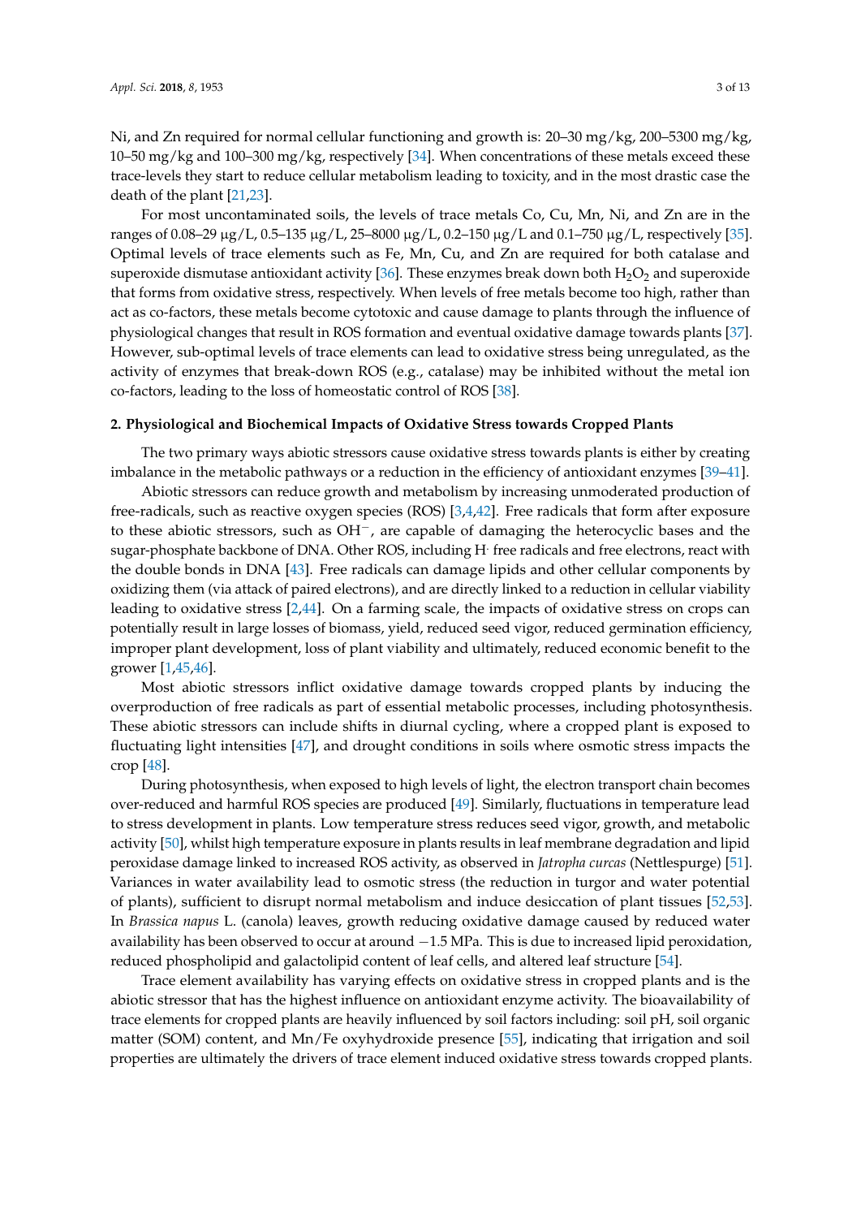Ni, and Zn required for normal cellular functioning and growth is: 20–30 mg/kg, 200–5300 mg/kg, 10–50 mg/kg and 100–300 mg/kg, respectively [34]. When concentrations of these metals exceed these trace-levels they start to reduce cellular metabolism leading to toxicity, and in the most drastic case the death of the plant [21,23].

For most uncontaminated soils, the levels of trace metals Co, Cu, Mn, Ni, and Zn are in the ranges of 0.08–29 μg/L, 0.5–135 μg/L, 25–8000 μg/L, 0.2–150 μg/L and 0.1–750 μg/L, respectively [35]. Optimal levels of trace elements such as Fe, Mn, Cu, and Zn are required for both catalase and superoxide dismutase antioxidant activity [36]. These enzymes break down both $H_2O_2$ and superoxide that forms from oxidative stress, respectively. When levels of free metals become too high, rather than act as co-factors, these metals become cytotoxic and cause damage to plants through the influence of physiological changes that result in ROS formation and eventual oxidative damage towards plants [37]. However, sub-optimal levels of trace elements can lead to oxidative stress being unregulated, as the activity of enzymes that break-down ROS (e.g., catalase) may be inhibited without the metal ion co-factors, leading to the loss of homeostatic control of ROS [38].

## 2. Physiological and Biochemical Impacts of Oxidative Stress towards Cropped Plants

The two primary ways abiotic stressors cause oxidative stress towards plants is either by creating imbalance in the metabolic pathways or a reduction in the efficiency of antioxidant enzymes [39–41].

Abiotic stressors can reduce growth and metabolism by increasing unmoderated production of free-radicals, such as reactive oxygen species (ROS) [3,4,42]. Free radicals that form after exposure to these abiotic stressors, such as $OH^-$, are capable of damaging the heterocyclic bases and the sugar-phosphate backbone of DNA. Other ROS, including $H^\cdot$ free radicals and free electrons, react with the double bonds in DNA [43]. Free radicals can damage lipids and other cellular components by oxidizing them (via attack of paired electrons), and are directly linked to a reduction in cellular viability leading to oxidative stress [2,44]. On a farming scale, the impacts of oxidative stress on crops can potentially result in large losses of biomass, yield, reduced seed vigor, reduced germination efficiency, improper plant development, loss of plant viability and ultimately, reduced economic benefit to the grower [1,45,46].

Most abiotic stressors inflict oxidative damage towards cropped plants by inducing the overproduction of free radicals as part of essential metabolic processes, including photosynthesis. These abiotic stressors can include shifts in diurnal cycling, where a cropped plant is exposed to fluctuating light intensities [47], and drought conditions in soils where osmotic stress impacts the crop [48].

During photosynthesis, when exposed to high levels of light, the electron transport chain becomes over-reduced and harmful ROS species are produced [49]. Similarly, fluctuations in temperature lead to stress development in plants. Low temperature stress reduces seed vigor, growth, and metabolic activity [50], whilst high temperature exposure in plants results in leaf membrane degradation and lipid peroxidase damage linked to increased ROS activity, as observed in *Jatropha curcas* (Nettlespurge) [51]. Variances in water availability lead to osmotic stress (the reduction in turgor and water potential of plants), sufficient to disrupt normal metabolism and induce desiccation of plant tissues [52,53]. In *Brassica napus* L. (canola) leaves, growth reducing oxidative damage caused by reduced water availability has been observed to occur at around −1.5 MPa. This is due to increased lipid peroxidation, reduced phospholipid and galactolipid content of leaf cells, and altered leaf structure [54].

Trace element availability has varying effects on oxidative stress in cropped plants and is the abiotic stressor that has the highest influence on antioxidant enzyme activity. The bioavailability of trace elements for cropped plants are heavily influenced by soil factors including: soil pH, soil organic matter (SOM) content, and Mn/Fe oxyhydroxide presence [55], indicating that irrigation and soil properties are ultimately the drivers of trace element induced oxidative stress towards cropped plants.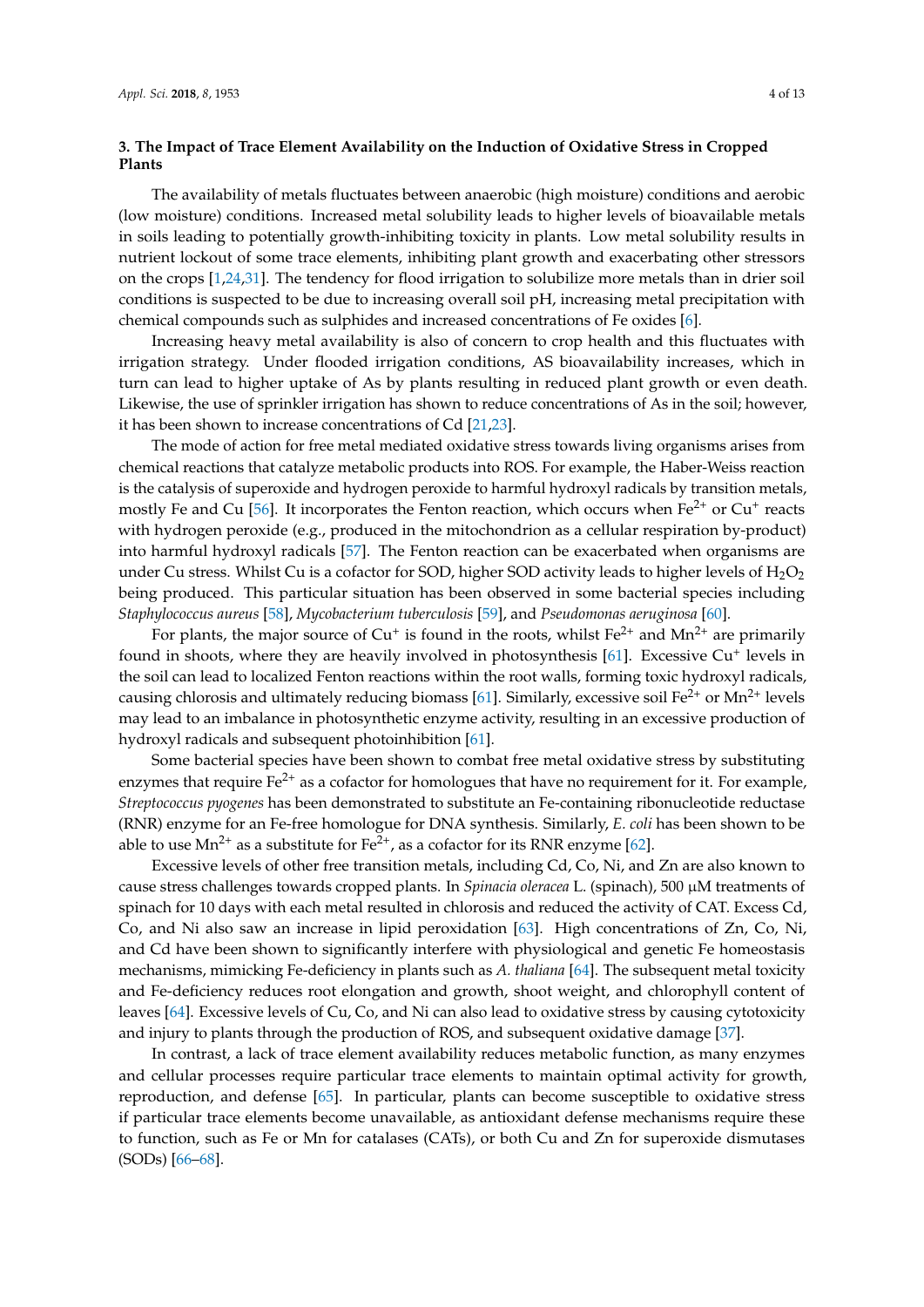## 3. The Impact of Trace Element Availability on the Induction of Oxidative Stress in Cropped Plants

The availability of metals fluctuates between anaerobic (high moisture) conditions and aerobic (low moisture) conditions. Increased metal solubility leads to higher levels of bioavailable metals in soils leading to potentially growth-inhibiting toxicity in plants. Low metal solubility results in nutrient lockout of some trace elements, inhibiting plant growth and exacerbating other stressors on the crops [1,24,31]. The tendency for flood irrigation to solubilize more metals than in drier soil conditions is suspected to be due to increasing overall soil pH, increasing metal precipitation with chemical compounds such as sulphides and increased concentrations of Fe oxides [6].

Increasing heavy metal availability is also of concern to crop health and this fluctuates with irrigation strategy. Under flooded irrigation conditions, AS bioavailability increases, which in turn can lead to higher uptake of As by plants resulting in reduced plant growth or even death. Likewise, the use of sprinkler irrigation has shown to reduce concentrations of As in the soil; however, it has been shown to increase concentrations of Cd [21,23].

The mode of action for free metal mediated oxidative stress towards living organisms arises from chemical reactions that catalyze metabolic products into ROS. For example, the Haber-Weiss reaction is the catalysis of superoxide and hydrogen peroxide to harmful hydroxyl radicals by transition metals, mostly Fe and Cu [56]. It incorporates the Fenton reaction, which occurs when $Fe^{2+}$ or $Cu^{+}$ reacts with hydrogen peroxide (e.g., produced in the mitochondrion as a cellular respiration by-product) into harmful hydroxyl radicals [57]. The Fenton reaction can be exacerbated when organisms are under Cu stress. Whilst Cu is a cofactor for SOD, higher SOD activity leads to higher levels of $H_2O_2$ being produced. This particular situation has been observed in some bacterial species including *Staphylococcus aureus* [58], *Mycobacterium tuberculosis* [59], and *Pseudomonas aeruginosa* [60].

For plants, the major source of $Cu^{+}$ is found in the roots, whilst $Fe^{2+}$ and $Mn^{2+}$ are primarily found in shoots, where they are heavily involved in photosynthesis [61]. Excessive $Cu^{+}$ levels in the soil can lead to localized Fenton reactions within the root walls, forming toxic hydroxyl radicals, causing chlorosis and ultimately reducing biomass [61]. Similarly, excessive soil $Fe^{2+}$ or $Mn^{2+}$ levels may lead to an imbalance in photosynthetic enzyme activity, resulting in an excessive production of hydroxyl radicals and subsequent photoinhibition [61].

Some bacterial species have been shown to combat free metal oxidative stress by substituting enzymes that require $Fe^{2+}$ as a cofactor for homologues that have no requirement for it. For example, *Streptococcus pyogenes* has been demonstrated to substitute an Fe-containing ribonucleotide reductase (RNR) enzyme for an Fe-free homologue for DNA synthesis. Similarly, *E. coli* has been shown to be able to use $Mn^{2+}$ as a substitute for $Fe^{2+}$, as a cofactor for its RNR enzyme [62].

Excessive levels of other free transition metals, including Cd, Co, Ni, and Zn are also known to cause stress challenges towards cropped plants. In *Spinacia oleracea* L. (spinach), 500 μM treatments of spinach for 10 days with each metal resulted in chlorosis and reduced the activity of CAT. Excess Cd, Co, and Ni also saw an increase in lipid peroxidation [63]. High concentrations of Zn, Co, Ni, and Cd have been shown to significantly interfere with physiological and genetic Fe homeostasis mechanisms, mimicking Fe-deficiency in plants such as *A. thaliana* [64]. The subsequent metal toxicity and Fe-deficiency reduces root elongation and growth, shoot weight, and chlorophyll content of leaves [64]. Excessive levels of Cu, Co, and Ni can also lead to oxidative stress by causing cytotoxicity and injury to plants through the production of ROS, and subsequent oxidative damage [37].

In contrast, a lack of trace element availability reduces metabolic function, as many enzymes and cellular processes require particular trace elements to maintain optimal activity for growth, reproduction, and defense [65]. In particular, plants can become susceptible to oxidative stress if particular trace elements become unavailable, as antioxidant defense mechanisms require these to function, such as Fe or Mn for catalases (CATs), or both Cu and Zn for superoxide dismutases (SODs) [66–68].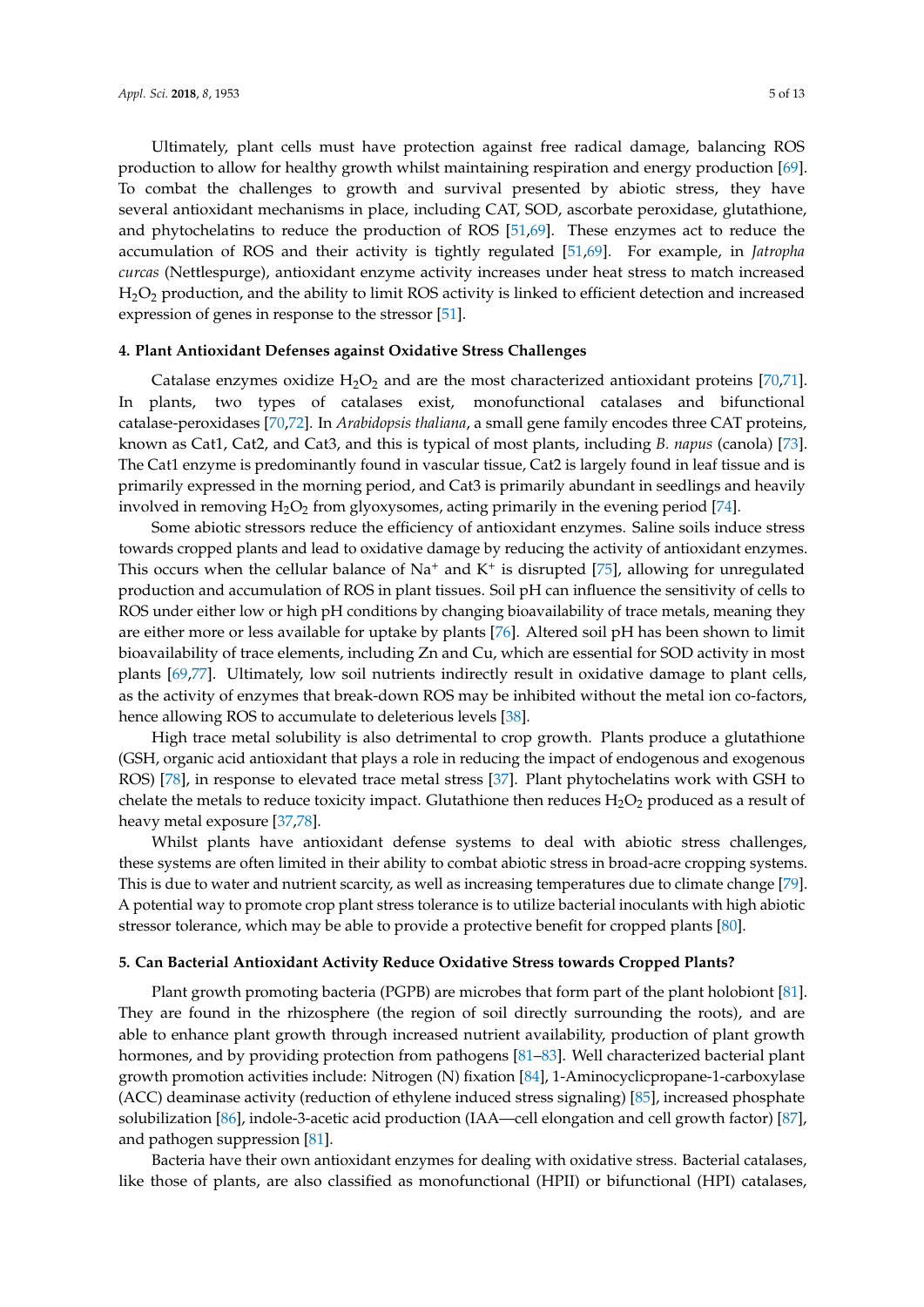Ultimately, plant cells must have protection against free radical damage, balancing ROS production to allow for healthy growth whilst maintaining respiration and energy production [69]. To combat the challenges to growth and survival presented by abiotic stress, they have several antioxidant mechanisms in place, including CAT, SOD, ascorbate peroxidase, glutathione, and phytochelatins to reduce the production of ROS [51,69]. These enzymes act to reduce the accumulation of ROS and their activity is tightly regulated [51,69]. For example, in *Jatropha curcas* (Nettlespurge), antioxidant enzyme activity increases under heat stress to match increased $H_2O_2$ production, and the ability to limit ROS activity is linked to efficient detection and increased expression of genes in response to the stressor [51].

## 4. Plant Antioxidant Defenses against Oxidative Stress Challenges

Catalase enzymes oxidize $H_2O_2$ and are the most characterized antioxidant proteins [70,71]. In plants, two types of catalases exist, monofunctional catalases and bifunctional catalase-peroxidases [70,72]. In *Arabidopsis thaliana*, a small gene family encodes three CAT proteins, known as Cat1, Cat2, and Cat3, and this is typical of most plants, including *B. napus* (canola) [73]. The Cat1 enzyme is predominantly found in vascular tissue, Cat2 is largely found in leaf tissue and is primarily expressed in the morning period, and Cat3 is primarily abundant in seedlings and heavily involved in removing $H_2O_2$ from glyoxysomes, acting primarily in the evening period [74].

Some abiotic stressors reduce the efficiency of antioxidant enzymes. Saline soils induce stress towards cropped plants and lead to oxidative damage by reducing the activity of antioxidant enzymes. This occurs when the cellular balance of $Na^+$ and $K^+$ is disrupted [75], allowing for unregulated production and accumulation of ROS in plant tissues. Soil pH can influence the sensitivity of cells to ROS under either low or high pH conditions by changing bioavailability of trace metals, meaning they are either more or less available for uptake by plants [76]. Altered soil pH has been shown to limit bioavailability of trace elements, including Zn and Cu, which are essential for SOD activity in most plants [69,77]. Ultimately, low soil nutrients indirectly result in oxidative damage to plant cells, as the activity of enzymes that break-down ROS may be inhibited without the metal ion co-factors, hence allowing ROS to accumulate to deleterious levels [38].

High trace metal solubility is also detrimental to crop growth. Plants produce a glutathione (GSH, organic acid antioxidant that plays a role in reducing the impact of endogenous and exogenous ROS) [78], in response to elevated trace metal stress [37]. Plant phytochelatins work with GSH to chelate the metals to reduce toxicity impact. Glutathione then reduces $H_2O_2$ produced as a result of heavy metal exposure [37,78].

Whilst plants have antioxidant defense systems to deal with abiotic stress challenges, these systems are often limited in their ability to combat abiotic stress in broad-acre cropping systems. This is due to water and nutrient scarcity, as well as increasing temperatures due to climate change [79]. A potential way to promote crop plant stress tolerance is to utilize bacterial inoculants with high abiotic stressor tolerance, which may be able to provide a protective benefit for cropped plants [80].

## 5. Can Bacterial Antioxidant Activity Reduce Oxidative Stress towards Cropped Plants?

Plant growth promoting bacteria (PGPB) are microbes that form part of the plant holobiont [81]. They are found in the rhizosphere (the region of soil directly surrounding the roots), and are able to enhance plant growth through increased nutrient availability, production of plant growth hormones, and by providing protection from pathogens [81–83]. Well characterized bacterial plant growth promotion activities include: Nitrogen (N) fixation [84], 1-Aminocyclicpropane-1-carboxylase (ACC) deaminase activity (reduction of ethylene induced stress signaling) [85], increased phosphate solubilization [86], indole-3-acetic acid production (IAA—cell elongation and cell growth factor) [87], and pathogen suppression [81].

Bacteria have their own antioxidant enzymes for dealing with oxidative stress. Bacterial catalases, like those of plants, are also classified as monofunctional (HPII) or bifunctional (HPI) catalases,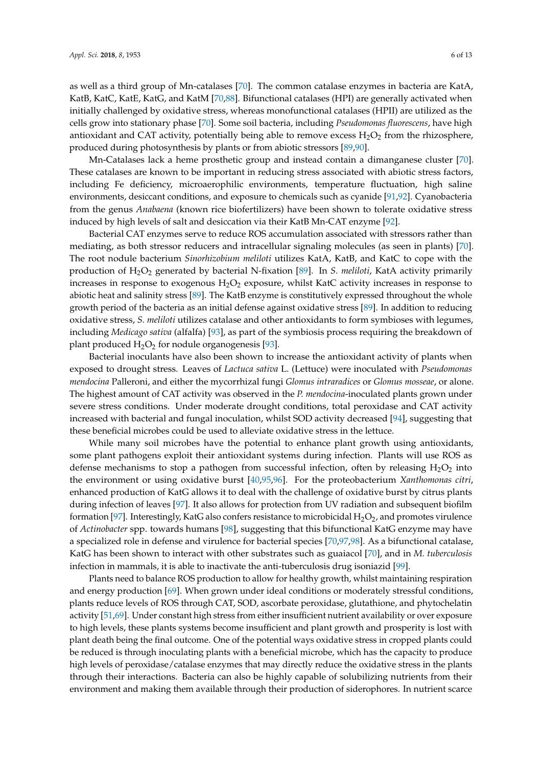as well as a third group of Mn-catalases [70]. The common catalase enzymes in bacteria are KatA, KatB, KatC, KatE, KatG, and KatM [70,88]. Bifunctional catalases (HPI) are generally activated when initially challenged by oxidative stress, whereas monofunctional catalases (HPII) are utilized as the cells grow into stationary phase [70]. Some soil bacteria, including *Pseudomonas fluorescens*, have high antioxidant and CAT activity, potentially being able to remove excess $H_2O_2$ from the rhizosphere, produced during photosynthesis by plants or from abiotic stressors [89,90].

Mn-Catalases lack a heme prosthetic group and instead contain a dimanganese cluster [70]. These catalases are known to be important in reducing stress associated with abiotic stress factors, including Fe deficiency, microaerophilic environments, temperature fluctuation, high saline environments, desiccant conditions, and exposure to chemicals such as cyanide [91,92]. Cyanobacteria from the genus *Anabaena* (known rice biofertilizers) have been shown to tolerate oxidative stress induced by high levels of salt and desiccation via their KatB Mn-CAT enzyme [92].

Bacterial CAT enzymes serve to reduce ROS accumulation associated with stressors rather than mediating, as both stressor reducers and intracellular signaling molecules (as seen in plants) [70]. The root nodule bacterium *Sinorhizobium meliloti* utilizes KatA, KatB, and KatC to cope with the production of $H_2O_2$ generated by bacterial N-fixation [89]. In *S. meliloti*, KatA activity primarily increases in response to exogenous $H_2O_2$ exposure, whilst KatC activity increases in response to abiotic heat and salinity stress [89]. The KatB enzyme is constitutively expressed throughout the whole growth period of the bacteria as an initial defense against oxidative stress [89]. In addition to reducing oxidative stress, *S. meliloti* utilizes catalase and other antioxidants to form symbioses with legumes, including *Medicago sativa* (alfalfa) [93], as part of the symbiosis process requiring the breakdown of plant produced $H_2O_2$ for nodule organogenesis [93].

Bacterial inoculants have also been shown to increase the antioxidant activity of plants when exposed to drought stress. Leaves of *Lactuca sativa* L. (Lettuce) were inoculated with *Pseudomonas mendocina* Palleroni, and either the mycorrhizal fungi *Glomus intraradices* or *Glomus mosseae*, or alone. The highest amount of CAT activity was observed in the *P. mendocina*-inoculated plants grown under severe stress conditions. Under moderate drought conditions, total peroxidase and CAT activity increased with bacterial and fungal inoculation, whilst SOD activity decreased [94], suggesting that these beneficial microbes could be used to alleviate oxidative stress in the lettuce.

While many soil microbes have the potential to enhance plant growth using antioxidants, some plant pathogens exploit their antioxidant systems during infection. Plants will use ROS as defense mechanisms to stop a pathogen from successful infection, often by releasing $H_2O_2$ into the environment or using oxidative burst [40,95,96]. For the proteobacterium *Xanthomonas citri*, enhanced production of KatG allows it to deal with the challenge of oxidative burst by citrus plants during infection of leaves [97]. It also allows for protection from UV radiation and subsequent biofilm formation [97]. Interestingly, KatG also confers resistance to microbicidal $H_2O_2$, and promotes virulence of *Actinobacter* spp. towards humans [98], suggesting that this bifunctional KatG enzyme may have a specialized role in defense and virulence for bacterial species [70,97,98]. As a bifunctional catalase, KatG has been shown to interact with other substrates such as guaiacol [70], and in *M. tuberculosis* infection in mammals, it is able to inactivate the anti-tuberculosis drug isoniazid [99].

Plants need to balance ROS production to allow for healthy growth, whilst maintaining respiration and energy production [69]. When grown under ideal conditions or moderately stressful conditions, plants reduce levels of ROS through CAT, SOD, ascorbate peroxidase, glutathione, and phytochelatin activity [51,69]. Under constant high stress from either insufficient nutrient availability or over exposure to high levels, these plants systems become insufficient and plant growth and prosperity is lost with plant death being the final outcome. One of the potential ways oxidative stress in cropped plants could be reduced is through inoculating plants with a beneficial microbe, which has the capacity to produce high levels of peroxidase/catalase enzymes that may directly reduce the oxidative stress in the plants through their interactions. Bacteria can also be highly capable of solubilizing nutrients from their environment and making them available through their production of siderophores. In nutrient scarce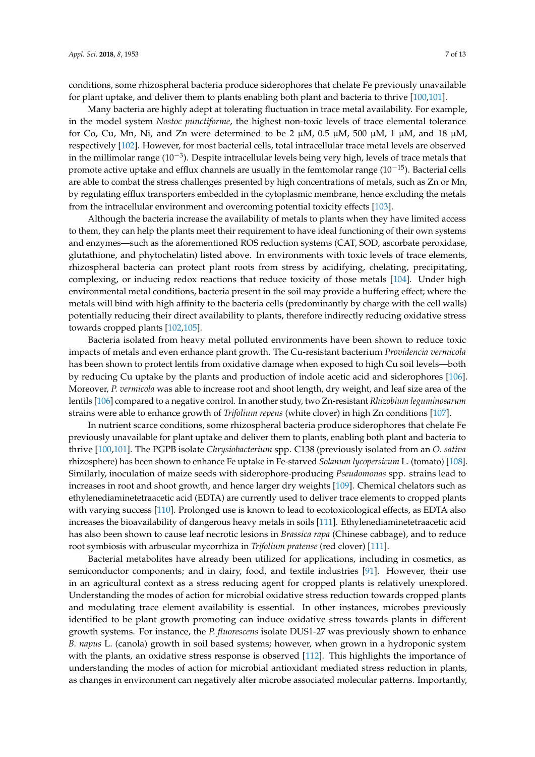conditions, some rhizospheral bacteria produce siderophores that chelate Fe previously unavailable for plant uptake, and deliver them to plants enabling both plant and bacteria to thrive [100,101].

Many bacteria are highly adept at tolerating fluctuation in trace metal availability. For example, in the model system *Nostoc punctiforme*, the highest non-toxic levels of trace elemental tolerance for Co, Cu, Mn, Ni, and Zn were determined to be 2 μM, 0.5 μM, 500 μM, 1 μM, and 18 μM, respectively [102]. However, for most bacterial cells, total intracellular trace metal levels are observed in the millimolar range ($10^{-3}$). Despite intracellular levels being very high, levels of trace metals that promote active uptake and efflux channels are usually in the femtomolar range ($10^{-15}$). Bacterial cells are able to combat the stress challenges presented by high concentrations of metals, such as Zn or Mn, by regulating efflux transporters embedded in the cytoplasmic membrane, hence excluding the metals from the intracellular environment and overcoming potential toxicity effects [103].

Although the bacteria increase the availability of metals to plants when they have limited access to them, they can help the plants meet their requirement to have ideal functioning of their own systems and enzymes—such as the aforementioned ROS reduction systems (CAT, SOD, ascorbate peroxidase, glutathione, and phytochelatin) listed above. In environments with toxic levels of trace elements, rhizospheral bacteria can protect plant roots from stress by acidifying, chelating, precipitating, complexing, or inducing redox reactions that reduce toxicity of those metals [104]. Under high environmental metal conditions, bacteria present in the soil may provide a buffering effect; where the metals will bind with high affinity to the bacteria cells (predominantly by charge with the cell walls) potentially reducing their direct availability to plants, therefore indirectly reducing oxidative stress towards cropped plants [102,105].

Bacteria isolated from heavy metal polluted environments have been shown to reduce toxic impacts of metals and even enhance plant growth. The Cu-resistant bacterium *Providencia vermicola* has been shown to protect lentils from oxidative damage when exposed to high Cu soil levels—both by reducing Cu uptake by the plants and production of indole acetic acid and siderophores [106]. Moreover, *P. vermicola* was able to increase root and shoot length, dry weight, and leaf size area of the lentils [106] compared to a negative control. In another study, two Zn-resistant *Rhizobium leguminosarum* strains were able to enhance growth of *Trifolium repens* (white clover) in high Zn conditions [107].

In nutrient scarce conditions, some rhizospheral bacteria produce siderophores that chelate Fe previously unavailable for plant uptake and deliver them to plants, enabling both plant and bacteria to thrive [100,101]. The PGPB isolate *Chrysiobacterium* spp. C138 (previously isolated from an *O. sativa* rhizosphere) has been shown to enhance Fe uptake in Fe-starved *Solanum lycopersicum* L. (tomato) [108]. Similarly, inoculation of maize seeds with siderophore-producing *Pseudomonas* spp. strains lead to increases in root and shoot growth, and hence larger dry weights [109]. Chemical chelators such as ethylenediaminetetraacetic acid (EDTA) are currently used to deliver trace elements to cropped plants with varying success [110]. Prolonged use is known to lead to ecotoxicological effects, as EDTA also increases the bioavailability of dangerous heavy metals in soils [111]. Ethylenediaminetetraacetic acid has also been shown to cause leaf necrotic lesions in *Brassica rapa* (Chinese cabbage), and to reduce root symbiosis with arbuscular mycorrhiza in *Trifolium pratense* (red clover) [111].

Bacterial metabolites have already been utilized for applications, including in cosmetics, as semiconductor components; and in dairy, food, and textile industries [91]. However, their use in an agricultural context as a stress reducing agent for cropped plants is relatively unexplored. Understanding the modes of action for microbial oxidative stress reduction towards cropped plants and modulating trace element availability is essential. In other instances, microbes previously identified to be plant growth promoting can induce oxidative stress towards plants in different growth systems. For instance, the *P. fluorescens* isolate DUS1-27 was previously shown to enhance *B. napus* L. (canola) growth in soil based systems; however, when grown in a hydroponic system with the plants, an oxidative stress response is observed [112]. This highlights the importance of understanding the modes of action for microbial antioxidant mediated stress reduction in plants, as changes in environment can negatively alter microbe associated molecular patterns. Importantly,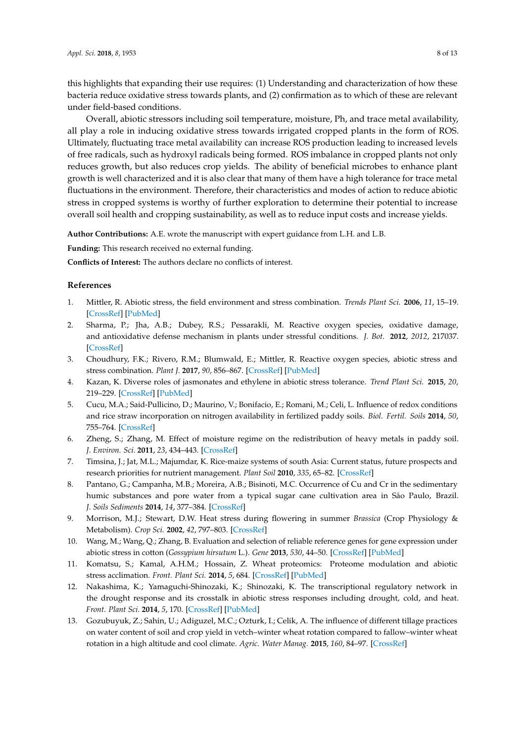this highlights that expanding their use requires: (1) Understanding and characterization of how these bacteria reduce oxidative stress towards plants, and (2) confirmation as to which of these are relevant under field-based conditions.

Overall, abiotic stressors including soil temperature, moisture, Ph, and trace metal availability, all play a role in inducing oxidative stress towards irrigated cropped plants in the form of ROS. Ultimately, fluctuating trace metal availability can increase ROS production leading to increased levels of free radicals, such as hydroxyl radicals being formed. ROS imbalance in cropped plants not only reduces growth, but also reduces crop yields. The ability of beneficial microbes to enhance plant growth is well characterized and it is also clear that many of them have a high tolerance for trace metal fluctuations in the environment. Therefore, their characteristics and modes of action to reduce abiotic stress in cropped systems is worthy of further exploration to determine their potential to increase overall soil health and cropping sustainability, as well as to reduce input costs and increase yields.

**Author Contributions:** A.E. wrote the manuscript with expert guidance from L.H. and L.B.

**Funding:** This research received no external funding.

**Conflicts of Interest:** The authors declare no conflicts of interest.

## References

1. Mittler, R. Abiotic stress, the field environment and stress combination. *Trends Plant Sci.* **2006**, *11*, 15–19. [CrossRef] [PubMed]
2. Sharma, P.; Jha, A.B.; Dubey, R.S.; Pessarakli, M. Reactive oxygen species, oxidative damage, and antioxidative defense mechanism in plants under stressful conditions. *J. Bot.* **2012**, *2012*, 217037. [CrossRef]
3. Choudhury, F.K.; Rivero, R.M.; Blumwald, E.; Mittler, R. Reactive oxygen species, abiotic stress and stress combination. *Plant J.* **2017**, *90*, 856–867. [CrossRef] [PubMed]
4. Kazan, K. Diverse roles of jasmonates and ethylene in abiotic stress tolerance. *Trend Plant Sci.* **2015**, *20*, 219–229. [CrossRef] [PubMed]
5. Cucu, M.A.; Said-Pullicino, D.; Maurino, V.; Bonifacio, E.; Romani, M.; Celi, L. Influence of redox conditions and rice straw incorporation on nitrogen availability in fertilized paddy soils. *Biol. Fertil. Soils* **2014**, *50*, 755–764. [CrossRef]
6. Zheng, S.; Zhang, M. Effect of moisture regime on the redistribution of heavy metals in paddy soil. *J. Environ. Sci.* **2011**, *23*, 434–443. [CrossRef]
7. Timsina, J.; Jat, M.L.; Majumdar, K. Rice-maize systems of south Asia: Current status, future prospects and research priorities for nutrient management. *Plant Soil* **2010**, *335*, 65–82. [CrossRef]
8. Pantano, G.; Campanha, M.B.; Moreira, A.B.; Bisinoti, M.C. Occurrence of Cu and Cr in the sedimentary humic substances and pore water from a typical sugar cane cultivation area in São Paulo, Brazil. *J. Soils Sediments* **2014**, *14*, 377–384. [CrossRef]
9. Morrison, M.J.; Stewart, D.W. Heat stress during flowering in summer *Brassica* (Crop Physiology & Metabolism). *Crop Sci.* **2002**, *42*, 797–803. [CrossRef]
10. Wang, M.; Wang, Q.; Zhang, B. Evaluation and selection of reliable reference genes for gene expression under abiotic stress in cotton (*Gossypium hirsutum* L.). *Gene* **2013**, *530*, 44–50. [CrossRef] [PubMed]
11. Komatsu, S.; Kamal, A.H.M.; Hossain, Z. Wheat proteomics: Proteome modulation and abiotic stress acclimation. *Front. Plant Sci.* **2014**, *5*, 684. [CrossRef] [PubMed]
12. Nakashima, K.; Yamaguchi-Shinozaki, K.; Shinozaki, K. The transcriptional regulatory network in the drought response and its crosstalk in abiotic stress responses including drought, cold, and heat. *Front. Plant Sci.* **2014**, *5*, 170. [CrossRef] [PubMed]
13. Gozubuyuk, Z.; Sahin, U.; Adiguzel, M.C.; Ozturk, I.; Celik, A. The influence of different tillage practices on water content of soil and crop yield in vetch–winter wheat rotation compared to fallow–winter wheat rotation in a high altitude and cool climate. *Agric. Water Manag.* **2015**, *160*, 84–97. [CrossRef]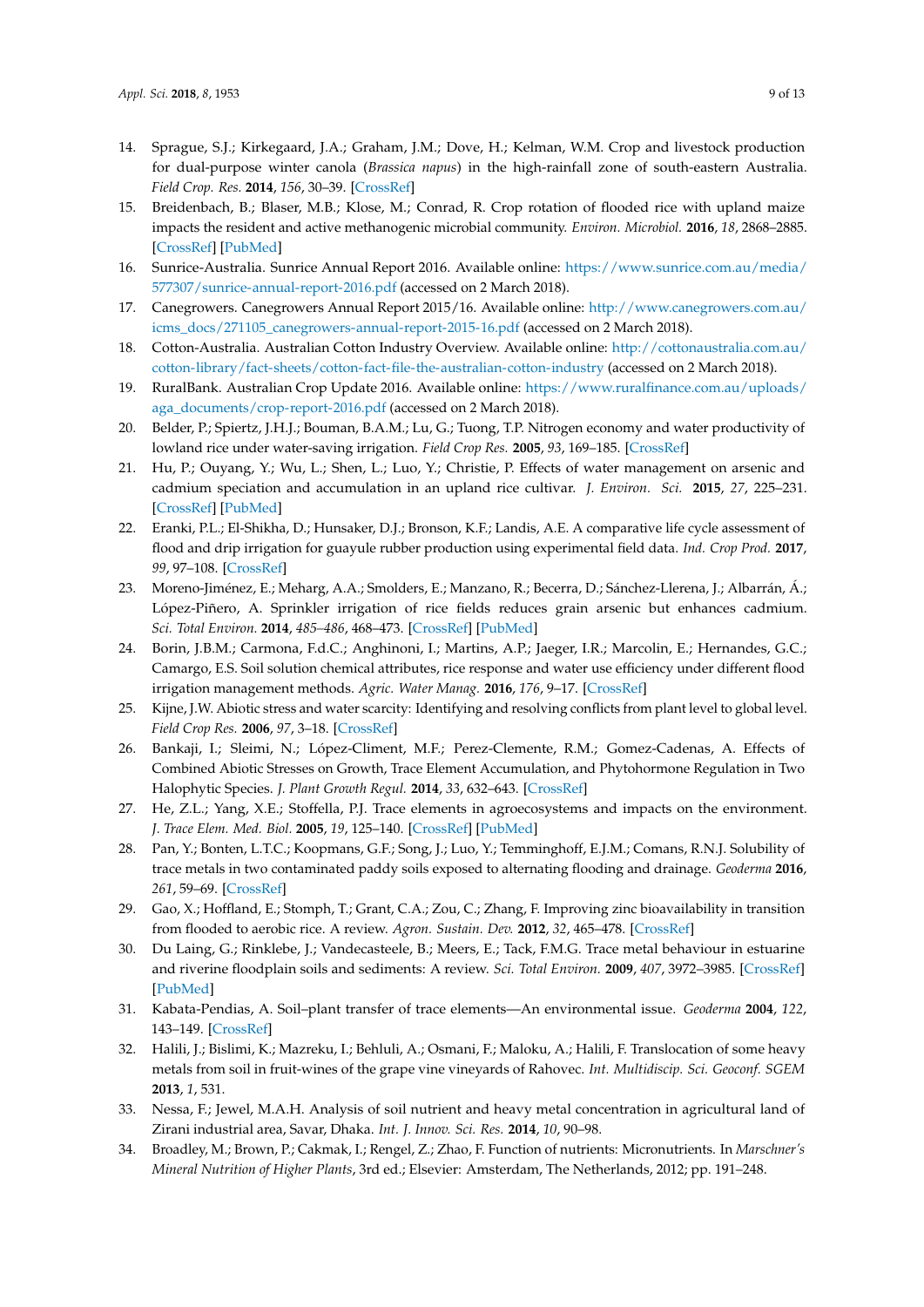14. Sprague, S.J.; Kirkegaard, J.A.; Graham, J.M.; Dove, H.; Kelman, W.M. Crop and livestock production for dual-purpose winter canola (*Brassica napus*) in the high-rainfall zone of south-eastern Australia. *Field Crop. Res.* **2014**, *156*, 30–39. [CrossRef]
15. Breidenbach, B.; Blaser, M.B.; Klose, M.; Conrad, R. Crop rotation of flooded rice with upland maize impacts the resident and active methanogenic microbial community. *Environ. Microbiol.* **2016**, *18*, 2868–2885. [CrossRef] [PubMed]
16. Sunrice-Australia. Sunrice Annual Report 2016. Available online: https://www.sunrice.com.au/media/577307/sunrice-annual-report-2016.pdf (accessed on 2 March 2018).
17. Canegrowers. Canegrowers Annual Report 2015/16. Available online: http://www.canegrowers.com.au/icms_docs/271105_canegrowers-annual-report-2015-16.pdf (accessed on 2 March 2018).
18. Cotton-Australia. Australian Cotton Industry Overview. Available online: http://cottonaustralia.com.au/cotton-library/fact-sheets/cotton-fact-file-the-australian-cotton-industry (accessed on 2 March 2018).
19. RuralBank. Australian Crop Update 2016. Available online: https://www.ruralfinance.com.au/uploads/aga_documents/crop-report-2016.pdf (accessed on 2 March 2018).
20. Belder, P.; Spiertz, J.H.J.; Bouman, B.A.M.; Lu, G.; Tuong, T.P. Nitrogen economy and water productivity of lowland rice under water-saving irrigation. *Field Crop Res.* **2005**, *93*, 169–185. [CrossRef]
21. Hu, P.; Ouyang, Y.; Wu, L.; Shen, L.; Luo, Y.; Christie, P. Effects of water management on arsenic and cadmium speciation and accumulation in an upland rice cultivar. *J. Environ. Sci.* **2015**, *27*, 225–231. [CrossRef] [PubMed]
22. Eranki, P.L.; El-Shikha, D.; Hunsaker, D.J.; Bronson, K.F.; Landis, A.E. A comparative life cycle assessment of flood and drip irrigation for guayule rubber production using experimental field data. *Ind. Crop Prod.* **2017**, *99*, 97–108. [CrossRef]
23. Moreno-Jiménez, E.; Meharg, A.A.; Smolders, E.; Manzano, R.; Becerra, D.; Sánchez-Llerena, J.; Albarrán, Á.; López-Piñero, A. Sprinkler irrigation of rice fields reduces grain arsenic but enhances cadmium. *Sci. Total Environ.* **2014**, *485–486*, 468–473. [CrossRef] [PubMed]
24. Borin, J.B.M.; Carmona, F.d.C.; Anghinoni, I.; Martins, A.P.; Jaeger, I.R.; Marcolin, E.; Hernandes, G.C.; Camargo, E.S. Soil solution chemical attributes, rice response and water use efficiency under different flood irrigation management methods. *Agric. Water Manag.* **2016**, *176*, 9–17. [CrossRef]
25. Kijne, J.W. Abiotic stress and water scarcity: Identifying and resolving conflicts from plant level to global level. *Field Crop Res.* **2006**, *97*, 3–18. [CrossRef]
26. Bankaji, I.; Sleimi, N.; López-Climent, M.F.; Perez-Clemente, R.M.; Gomez-Cadenas, A. Effects of Combined Abiotic Stresses on Growth, Trace Element Accumulation, and Phytohormone Regulation in Two Halophytic Species. *J. Plant Growth Regul.* **2014**, *33*, 632–643. [CrossRef]
27. He, Z.L.; Yang, X.E.; Stoffella, P.J. Trace elements in agroecosystems and impacts on the environment. *J. Trace Elem. Med. Biol.* **2005**, *19*, 125–140. [CrossRef] [PubMed]
28. Pan, Y.; Bonten, L.T.C.; Koopmans, G.F.; Song, J.; Luo, Y.; Temminghoff, E.J.M.; Comans, R.N.J. Solubility of trace metals in two contaminated paddy soils exposed to alternating flooding and drainage. *Geoderma* **2016**, *261*, 59–69. [CrossRef]
29. Gao, X.; Hoffland, E.; Stomph, T.; Grant, C.A.; Zou, C.; Zhang, F. Improving zinc bioavailability in transition from flooded to aerobic rice. A review. *Agron. Sustain. Dev.* **2012**, *32*, 465–478. [CrossRef]
30. Du Laing, G.; Rinklebe, J.; Vandecasteele, B.; Meers, E.; Tack, F.M.G. Trace metal behaviour in estuarine and riverine floodplain soils and sediments: A review. *Sci. Total Environ.* **2009**, *407*, 3972–3985. [CrossRef] [PubMed]
31. Kabata-Pendias, A. Soil–plant transfer of trace elements—An environmental issue. *Geoderma* **2004**, *122*, 143–149. [CrossRef]
32. Halili, J.; Bislimi, K.; Mazreku, I.; Behluli, A.; Osmani, F.; Maloku, A.; Halili, F. Translocation of some heavy metals from soil in fruit-wines of the grape vine vineyards of Rahovec. *Int. Multidiscip. Sci. Geoconf. SGEM* **2013**, *1*, 531.
33. Nessa, F.; Jewel, M.A.H. Analysis of soil nutrient and heavy metal concentration in agricultural land of Zirani industrial area, Savar, Dhaka. *Int. J. Innov. Sci. Res.* **2014**, *10*, 90–98.
34. Broadley, M.; Brown, P.; Cakmak, I.; Rengel, Z.; Zhao, F. Function of nutrients: Micronutrients. In *Marschner's Mineral Nutrition of Higher Plants*, 3rd ed.; Elsevier: Amsterdam, The Netherlands, 2012; pp. 191–248.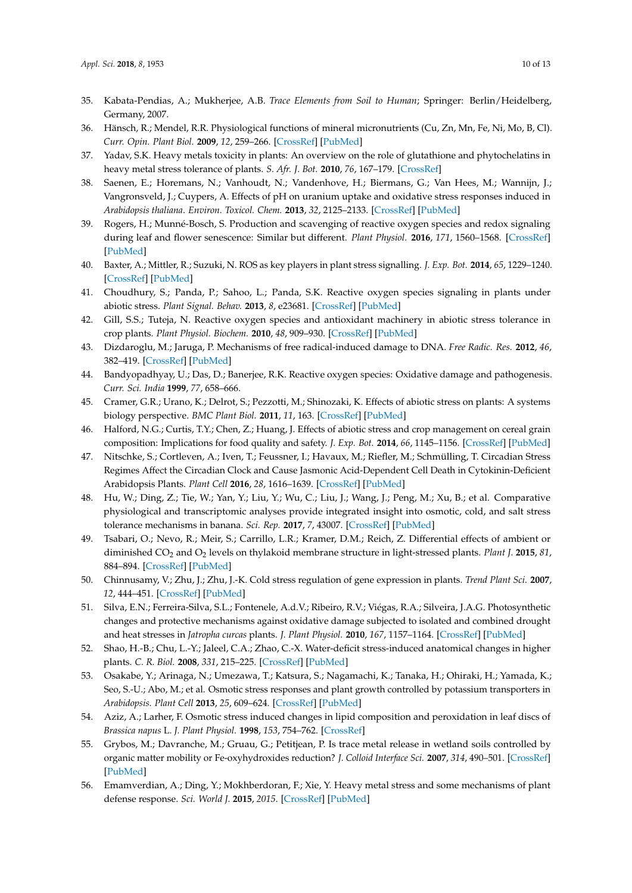35. Kabata-Pendias, A.; Mukherjee, A.B. *Trace Elements from Soil to Human*; Springer: Berlin/Heidelberg, Germany, 2007.
36. Hänsch, R.; Mendel, R.R. Physiological functions of mineral micronutrients (Cu, Zn, Mn, Fe, Ni, Mo, B, Cl). *Curr. Opin. Plant Biol.* **2009**, *12*, 259–266. [CrossRef] [PubMed]
37. Yadav, S.K. Heavy metals toxicity in plants: An overview on the role of glutathione and phytochelatins in heavy metal stress tolerance of plants. *S. Afr. J. Bot.* **2010**, *76*, 167–179. [CrossRef]
38. Saenen, E.; Horemans, N.; Vanhoudt, N.; Vandenhove, H.; Biermans, G.; Van Hees, M.; Wannijn, J.; Vangronsveld, J.; Cuypers, A. Effects of pH on uranium uptake and oxidative stress responses induced in *Arabidopsis thaliana*. *Environ. Toxicol. Chem.* **2013**, *32*, 2125–2133. [CrossRef] [PubMed]
39. Rogers, H.; Munné-Bosch, S. Production and scavenging of reactive oxygen species and redox signaling during leaf and flower senescence: Similar but different. *Plant Physiol.* **2016**, *171*, 1560–1568. [CrossRef] [PubMed]
40. Baxter, A.; Mittler, R.; Suzuki, N. ROS as key players in plant stress signalling. *J. Exp. Bot.* **2014**, *65*, 1229–1240. [CrossRef] [PubMed]
41. Choudhury, S.; Panda, P.; Sahoo, L.; Panda, S.K. Reactive oxygen species signaling in plants under abiotic stress. *Plant Signal. Behav.* **2013**, *8*, e23681. [CrossRef] [PubMed]
42. Gill, S.S.; Tuteja, N. Reactive oxygen species and antioxidant machinery in abiotic stress tolerance in crop plants. *Plant Physiol. Biochem.* **2010**, *48*, 909–930. [CrossRef] [PubMed]
43. Dizdaroglu, M.; Jaruga, P. Mechanisms of free radical-induced damage to DNA. *Free Radic. Res.* **2012**, *46*, 382–419. [CrossRef] [PubMed]
44. Bandyopadhyay, U.; Das, D.; Banerjee, R.K. Reactive oxygen species: Oxidative damage and pathogenesis. *Curr. Sci. India* **1999**, *77*, 658–666.
45. Cramer, G.R.; Urano, K.; Delrot, S.; Pezzotti, M.; Shinozaki, K. Effects of abiotic stress on plants: A systems biology perspective. *BMC Plant Biol.* **2011**, *11*, 163. [CrossRef] [PubMed]
46. Halford, N.G.; Curtis, T.Y.; Chen, Z.; Huang, J. Effects of abiotic stress and crop management on cereal grain composition: Implications for food quality and safety. *J. Exp. Bot.* **2014**, *66*, 1145–1156. [CrossRef] [PubMed]
47. Nitschke, S.; Cortleven, A.; Iven, T.; Feussner, I.; Havaux, M.; Riefler, M.; Schmülling, T. Circadian Stress Regimes Affect the Circadian Clock and Cause Jasmonic Acid-Dependent Cell Death in Cytokinin-Deficient Arabidopsis Plants. *Plant Cell* **2016**, *28*, 1616–1639. [CrossRef] [PubMed]
48. Hu, W.; Ding, Z.; Tie, W.; Yan, Y.; Liu, Y.; Wu, C.; Liu, J.; Wang, J.; Peng, M.; Xu, B.; et al. Comparative physiological and transcriptomic analyses provide integrated insight into osmotic, cold, and salt stress tolerance mechanisms in banana. *Sci. Rep.* **2017**, *7*, 43007. [CrossRef] [PubMed]
49. Tsabari, O.; Nevo, R.; Meir, S.; Carrillo, L.R.; Kramer, D.M.; Reich, Z. Differential effects of ambient or diminished $CO_2$ and $O_2$ levels on thylakoid membrane structure in light-stressed plants. *Plant J.* **2015**, *81*, 884–894. [CrossRef] [PubMed]
50. Chinnusamy, V.; Zhu, J.; Zhu, J.-K. Cold stress regulation of gene expression in plants. *Trend Plant Sci.* **2007**, *12*, 444–451. [CrossRef] [PubMed]
51. Silva, E.N.; Ferreira-Silva, S.L.; Fontenele, A.d.V.; Ribeiro, R.V.; Viégas, R.A.; Silveira, J.A.G. Photosynthetic changes and protective mechanisms against oxidative damage subjected to isolated and combined drought and heat stresses in *Jatropha curcas* plants. *J. Plant Physiol.* **2010**, *167*, 1157–1164. [CrossRef] [PubMed]
52. Shao, H.-B.; Chu, L.-Y.; Jaleel, C.A.; Zhao, C.-X. Water-deficit stress-induced anatomical changes in higher plants. *C. R. Biol.* **2008**, *331*, 215–225. [CrossRef] [PubMed]
53. Osakabe, Y.; Arinaga, N.; Umezawa, T.; Katsura, S.; Nagamachi, K.; Tanaka, H.; Ohiraki, H.; Yamada, K.; Seo, S.-U.; Abo, M.; et al. Osmotic stress responses and plant growth controlled by potassium transporters in *Arabidopsis*. *Plant Cell* **2013**, *25*, 609–624. [CrossRef] [PubMed]
54. Aziz, A.; Larher, F. Osmotic stress induced changes in lipid composition and peroxidation in leaf discs of *Brassica napus* L. *J. Plant Physiol.* **1998**, *153*, 754–762. [CrossRef]
55. Grybos, M.; Davranche, M.; Gruau, G.; Petitjean, P. Is trace metal release in wetland soils controlled by organic matter mobility or Fe-oxyhydroxides reduction? *J. Colloid Interface Sci.* **2007**, *314*, 490–501. [CrossRef] [PubMed]
56. Emamverdian, A.; Ding, Y.; Mokhberdoran, F.; Xie, Y. Heavy metal stress and some mechanisms of plant defense response. *Sci. World J.* **2015**, *2015*. [CrossRef] [PubMed]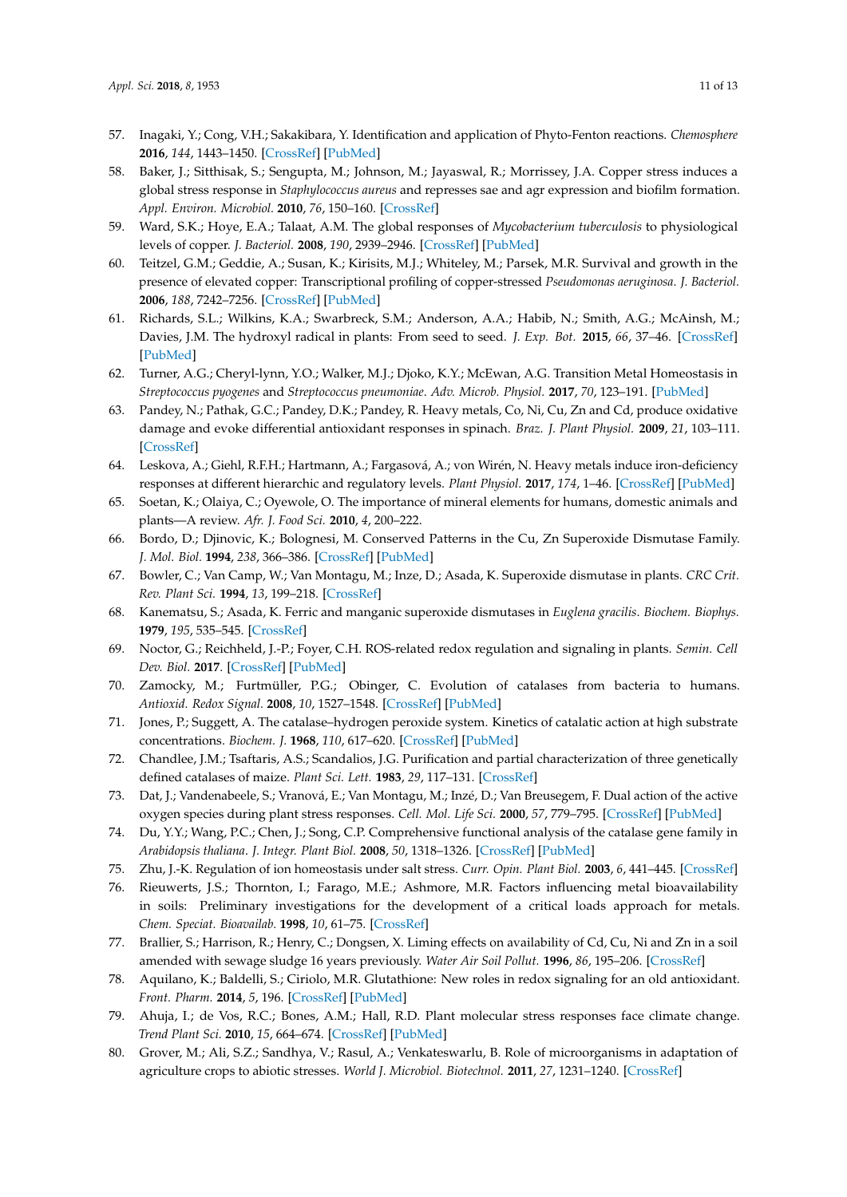57. Inagaki, Y.; Cong, V.H.; Sakakibara, Y. Identification and application of Phyto-Fenton reactions. *Chemosphere* **2016**, *144*, 1443–1450. [CrossRef] [PubMed]
58. Baker, J.; Sitthisak, S.; Sengupta, M.; Johnson, M.; Jayaswal, R.; Morrissey, J.A. Copper stress induces a global stress response in *Staphylococcus aureus* and represses sae and agr expression and biofilm formation. *Appl. Environ. Microbiol.* **2010**, *76*, 150–160. [CrossRef]
59. Ward, S.K.; Hoye, E.A.; Talaat, A.M. The global responses of *Mycobacterium tuberculosis* to physiological levels of copper. *J. Bacteriol.* **2008**, *190*, 2939–2946. [CrossRef] [PubMed]
60. Teitzel, G.M.; Geddie, A.; Susan, K.; Kirisits, M.J.; Whiteley, M.; Parsek, M.R. Survival and growth in the presence of elevated copper: Transcriptional profiling of copper-stressed *Pseudomonas aeruginosa*. *J. Bacteriol.* **2006**, *188*, 7242–7256. [CrossRef] [PubMed]
61. Richards, S.L.; Wilkins, K.A.; Swarbreck, S.M.; Anderson, A.A.; Habib, N.; Smith, A.G.; McAinsh, M.; Davies, J.M. The hydroxyl radical in plants: From seed to seed. *J. Exp. Bot.* **2015**, *66*, 37–46. [CrossRef] [PubMed]
62. Turner, A.G.; Cheryl-lynn, Y.O.; Walker, M.J.; Djoko, K.Y.; McEwan, A.G. Transition Metal Homeostasis in *Streptococcus pyogenes* and *Streptococcus pneumoniae*. *Adv. Microb. Physiol.* **2017**, *70*, 123–191. [PubMed]
63. Pandey, N.; Pathak, G.C.; Pandey, D.K.; Pandey, R. Heavy metals, Co, Ni, Cu, Zn and Cd, produce oxidative damage and evoke differential antioxidant responses in spinach. *Braz. J. Plant Physiol.* **2009**, *21*, 103–111. [CrossRef]
64. Leskova, A.; Giehl, R.F.H.; Hartmann, A.; Fargasová, A.; von Wirén, N. Heavy metals induce iron-deficiency responses at different hierarchic and regulatory levels. *Plant Physiol.* **2017**, *174*, 1–46. [CrossRef] [PubMed]
65. Soetan, K.; Olaiya, C.; Oyewole, O. The importance of mineral elements for humans, domestic animals and plants—A review. *Afr. J. Food Sci.* **2010**, *4*, 200–222.
66. Bordo, D.; Djinovic, K.; Bolognesi, M. Conserved Patterns in the Cu, Zn Superoxide Dismutase Family. *J. Mol. Biol.* **1994**, *238*, 366–386. [CrossRef] [PubMed]
67. Bowler, C.; Van Camp, W.; Van Montagu, M.; Inze, D.; Asada, K. Superoxide dismutase in plants. *CRC Crit. Rev. Plant Sci.* **1994**, *13*, 199–218. [CrossRef]
68. Kanematsu, S.; Asada, K. Ferric and manganic superoxide dismutases in *Euglena gracilis*. *Biochem. Biophys.* **1979**, *195*, 535–545. [CrossRef]
69. Noctor, G.; Reichheld, J.-P.; Foyer, C.H. ROS-related redox regulation and signaling in plants. *Semin. Cell Dev. Biol.* **2017**. [CrossRef] [PubMed]
70. Zamocky, M.; Furtmüller, P.G.; Obinger, C. Evolution of catalases from bacteria to humans. *Antioxid. Redox Signal.* **2008**, *10*, 1527–1548. [CrossRef] [PubMed]
71. Jones, P.; Suggett, A. The catalase–hydrogen peroxide system. Kinetics of catalatic action at high substrate concentrations. *Biochem. J.* **1968**, *110*, 617–620. [CrossRef] [PubMed]
72. Chandlee, J.M.; Tsaftaris, A.S.; Scandalios, J.G. Purification and partial characterization of three genetically defined catalases of maize. *Plant Sci. Lett.* **1983**, *29*, 117–131. [CrossRef]
73. Dat, J.; Vandenabeele, S.; Vranová, E.; Van Montagu, M.; Inzé, D.; Van Breusegem, F. Dual action of the active oxygen species during plant stress responses. *Cell. Mol. Life Sci.* **2000**, *57*, 779–795. [CrossRef] [PubMed]
74. Du, Y.Y.; Wang, P.C.; Chen, J.; Song, C.P. Comprehensive functional analysis of the catalase gene family in *Arabidopsis thaliana*. *J. Integr. Plant Biol.* **2008**, *50*, 1318–1326. [CrossRef] [PubMed]
75. Zhu, J.-K. Regulation of ion homeostasis under salt stress. *Curr. Opin. Plant Biol.* **2003**, *6*, 441–445. [CrossRef]
76. Rieuwerts, J.S.; Thornton, I.; Farago, M.E.; Ashmore, M.R. Factors influencing metal bioavailability in soils: Preliminary investigations for the development of a critical loads approach for metals. *Chem. Speciat. Bioavailab.* **1998**, *10*, 61–75. [CrossRef]
77. Brallier, S.; Harrison, R.; Henry, C.; Dongsen, X. Liming effects on availability of Cd, Cu, Ni and Zn in a soil amended with sewage sludge 16 years previously. *Water Air Soil Pollut.* **1996**, *86*, 195–206. [CrossRef]
78. Aquilano, K.; Baldelli, S.; Ciriolo, M.R. Glutathione: New roles in redox signaling for an old antioxidant. *Front. Pharm.* **2014**, *5*, 196. [CrossRef] [PubMed]
79. Ahuja, I.; de Vos, R.C.; Bones, A.M.; Hall, R.D. Plant molecular stress responses face climate change. *Trend Plant Sci.* **2010**, *15*, 664–674. [CrossRef] [PubMed]
80. Grover, M.; Ali, S.Z.; Sandhya, V.; Rasul, A.; Venkateswarlu, B. Role of microorganisms in adaptation of agriculture crops to abiotic stresses. *World J. Microbiol. Biotechnol.* **2011**, *27*, 1231–1240. [CrossRef]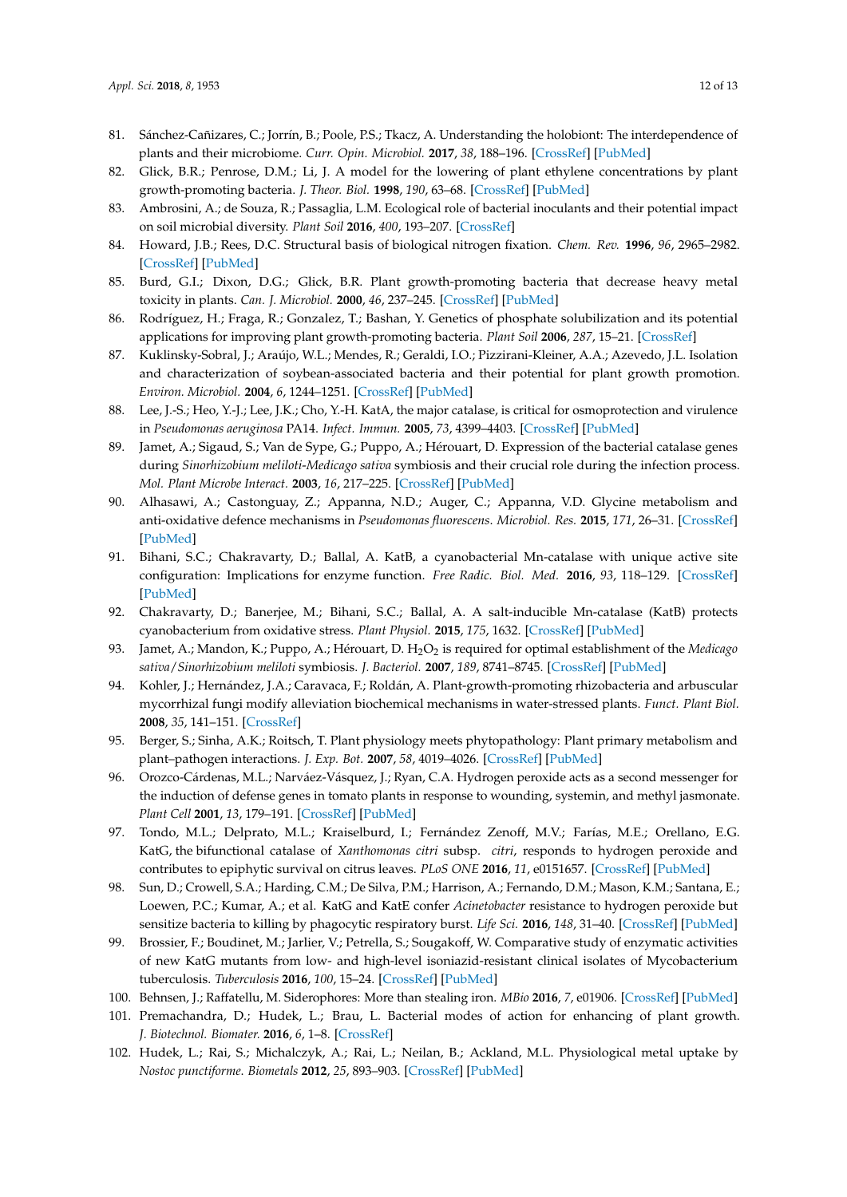81. Sánchez-Cañizares, C.; Jorrín, B.; Poole, P.S.; Tkacz, A. Understanding the holobiont: The interdependence of plants and their microbiome. *Curr. Opin. Microbiol.* **2017**, *38*, 188–196. [CrossRef] [PubMed]
82. Glick, B.R.; Penrose, D.M.; Li, J. A model for the lowering of plant ethylene concentrations by plant growth-promoting bacteria. *J. Theor. Biol.* **1998**, *190*, 63–68. [CrossRef] [PubMed]
83. Ambrosini, A.; de Souza, R.; Passaglia, L.M. Ecological role of bacterial inoculants and their potential impact on soil microbial diversity. *Plant Soil* **2016**, *400*, 193–207. [CrossRef]
84. Howard, J.B.; Rees, D.C. Structural basis of biological nitrogen fixation. *Chem. Rev.* **1996**, *96*, 2965–2982. [CrossRef] [PubMed]
85. Burd, G.I.; Dixon, D.G.; Glick, B.R. Plant growth-promoting bacteria that decrease heavy metal toxicity in plants. *Can. J. Microbiol.* **2000**, *46*, 237–245. [CrossRef] [PubMed]
86. Rodríguez, H.; Fraga, R.; Gonzalez, T.; Bashan, Y. Genetics of phosphate solubilization and its potential applications for improving plant growth-promoting bacteria. *Plant Soil* **2006**, *287*, 15–21. [CrossRef]
87. Kuklinsky-Sobral, J.; Araújo, W.L.; Mendes, R.; Geraldi, I.O.; Pizzirani-Kleiner, A.A.; Azevedo, J.L. Isolation and characterization of soybean-associated bacteria and their potential for plant growth promotion. *Environ. Microbiol.* **2004**, *6*, 1244–1251. [CrossRef] [PubMed]
88. Lee, J.-S.; Heo, Y.-J.; Lee, J.K.; Cho, Y.-H. KatA, the major catalase, is critical for osmoprotection and virulence in *Pseudomonas aeruginosa* PA14. *Infect. Immun.* **2005**, *73*, 4399–4403. [CrossRef] [PubMed]
89. Jamet, A.; Sigaud, S.; Van de Sype, G.; Puppo, A.; Hérouart, D. Expression of the bacterial catalase genes during *Sinorhizobium meliloti-Medicago sativa* symbiosis and their crucial role during the infection process. *Mol. Plant Microbe Interact.* **2003**, *16*, 217–225. [CrossRef] [PubMed]
90. Alhasawi, A.; Castonguay, Z.; Appanna, N.D.; Auger, C.; Appanna, V.D. Glycine metabolism and anti-oxidative defence mechanisms in *Pseudomonas fluorescens*. *Microbiol. Res.* **2015**, *171*, 26–31. [CrossRef] [PubMed]
91. Bihani, S.C.; Chakravarty, D.; Ballal, A. KatB, a cyanobacterial Mn-catalase with unique active site configuration: Implications for enzyme function. *Free Radic. Biol. Med.* **2016**, *93*, 118–129. [CrossRef] [PubMed]
92. Chakravarty, D.; Banerjee, M.; Bihani, S.C.; Ballal, A. A salt-inducible Mn-catalase (KatB) protects cyanobacterium from oxidative stress. *Plant Physiol.* **2015**, *175*, 1632. [CrossRef] [PubMed]
93. Jamet, A.; Mandon, K.; Puppo, A.; Hérouart, D. $H_2O_2$ is required for optimal establishment of the *Medicago sativa/Sinorhizobium meliloti* symbiosis. *J. Bacteriol.* **2007**, *189*, 8741–8745. [CrossRef] [PubMed]
94. Kohler, J.; Hernández, J.A.; Caravaca, F.; Roldán, A. Plant-growth-promoting rhizobacteria and arbuscular mycorrhizal fungi modify alleviation biochemical mechanisms in water-stressed plants. *Funct. Plant Biol.* **2008**, *35*, 141–151. [CrossRef]
95. Berger, S.; Sinha, A.K.; Roitsch, T. Plant physiology meets phytopathology: Plant primary metabolism and plant–pathogen interactions. *J. Exp. Bot.* **2007**, *58*, 4019–4026. [CrossRef] [PubMed]
96. Orozco-Cárdenas, M.L.; Narváez-Vásquez, J.; Ryan, C.A. Hydrogen peroxide acts as a second messenger for the induction of defense genes in tomato plants in response to wounding, systemin, and methyl jasmonate. *Plant Cell* **2001**, *13*, 179–191. [CrossRef] [PubMed]
97. Tondo, M.L.; Delprato, M.L.; Kraiselburd, I.; Fernández Zenoff, M.V.; Farías, M.E.; Orellano, E.G. KatG, the bifunctional catalase of *Xanthomonas citri* subsp. *citri*, responds to hydrogen peroxide and contributes to epiphytic survival on citrus leaves. *PLoS ONE* **2016**, *11*, e0151657. [CrossRef] [PubMed]
98. Sun, D.; Crowell, S.A.; Harding, C.M.; De Silva, P.M.; Harrison, A.; Fernando, D.M.; Mason, K.M.; Santana, E.; Loewen, P.C.; Kumar, A.; et al. KatG and KatE confer *Acinetobacter* resistance to hydrogen peroxide but sensitize bacteria to killing by phagocytic respiratory burst. *Life Sci.* **2016**, *148*, 31–40. [CrossRef] [PubMed]
99. Brossier, F.; Boudinet, M.; Jarlier, V.; Petrella, S.; Sougakoff, W. Comparative study of enzymatic activities of new KatG mutants from low- and high-level isoniazid-resistant clinical isolates of Mycobacterium tuberculosis. *Tuberculosis* **2016**, *100*, 15–24. [CrossRef] [PubMed]
100. Behnsen, J.; Raffatellu, M. Siderophores: More than stealing iron. *MBio* **2016**, *7*, e01906. [CrossRef] [PubMed]
101. Premachandra, D.; Hudek, L.; Brau, L. Bacterial modes of action for enhancing of plant growth. *J. Biotechnol. Biomater.* **2016**, *6*, 1–8. [CrossRef]
102. Hudek, L.; Rai, S.; Michalczyk, A.; Rai, L.; Neilan, B.; Ackland, M.L. Physiological metal uptake by *Nostoc punctiforme*. *Biometals* **2012**, *25*, 893–903. [CrossRef] [PubMed]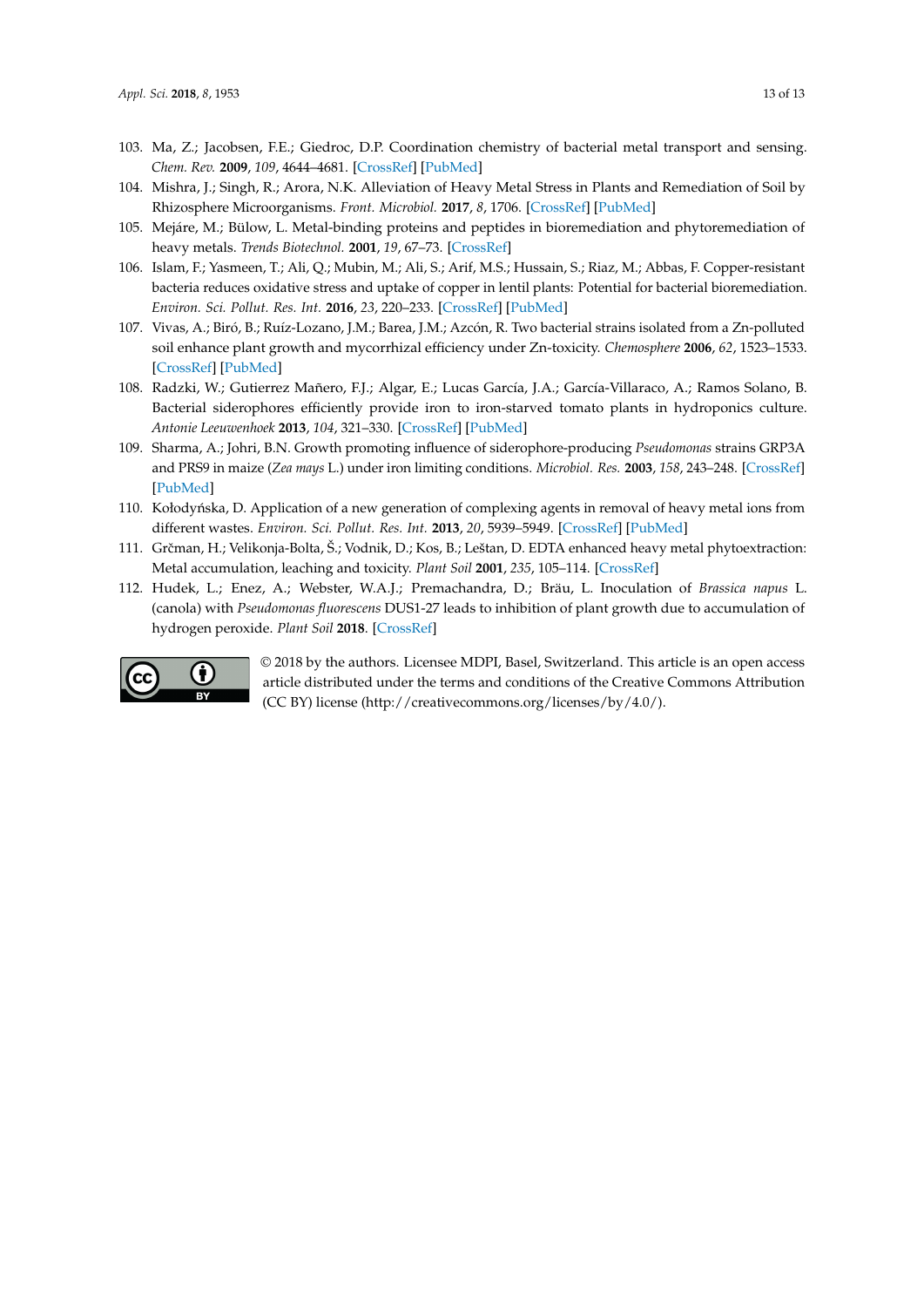103. Ma, Z.; Jacobsen, F.E.; Giedroc, D.P. Coordination chemistry of bacterial metal transport and sensing. *Chem. Rev.* **2009**, *109*, 4644–4681. [CrossRef] [PubMed]
104. Mishra, J.; Singh, R.; Arora, N.K. Alleviation of Heavy Metal Stress in Plants and Remediation of Soil by Rhizosphere Microorganisms. *Front. Microbiol.* **2017**, *8*, 1706. [CrossRef] [PubMed]
105. Mejáre, M.; Bülow, L. Metal-binding proteins and peptides in bioremediation and phytoremediation of heavy metals. *Trends Biotechnol.* **2001**, *19*, 67–73. [CrossRef]
106. Islam, F.; Yasmeen, T.; Ali, Q.; Mubin, M.; Ali, S.; Arif, M.S.; Hussain, S.; Riaz, M.; Abbas, F. Copper-resistant bacteria reduces oxidative stress and uptake of copper in lentil plants: Potential for bacterial bioremediation. *Environ. Sci. Pollut. Res. Int.* **2016**, *23*, 220–233. [CrossRef] [PubMed]
107. Vivas, A.; Biró, B.; Ruíz-Lozano, J.M.; Barea, J.M.; Azcón, R. Two bacterial strains isolated from a Zn-polluted soil enhance plant growth and mycorrhizal efficiency under Zn-toxicity. *Chemosphere* **2006**, *62*, 1523–1533. [CrossRef] [PubMed]
108. Radzki, W.; Gutierrez Mañero, F.J.; Algar, E.; Lucas García, J.A.; García-Villaraco, A.; Ramos Solano, B. Bacterial siderophores efficiently provide iron to iron-starved tomato plants in hydroponics culture. *Antonie Leeuwenhoek* **2013**, *104*, 321–330. [CrossRef] [PubMed]
109. Sharma, A.; Johri, B.N. Growth promoting influence of siderophore-producing *Pseudomonas* strains GRP3A and PRS9 in maize (*Zea mays* L.) under iron limiting conditions. *Microbiol. Res.* **2003**, *158*, 243–248. [CrossRef] [PubMed]
110. Kołodyńska, D. Application of a new generation of complexing agents in removal of heavy metal ions from different wastes. *Environ. Sci. Pollut. Res. Int.* **2013**, *20*, 5939–5949. [CrossRef] [PubMed]
111. Grčman, H.; Velikonja-Bolta, Š.; Vodnik, D.; Kos, B.; Leštan, D. EDTA enhanced heavy metal phytoextraction: Metal accumulation, leaching and toxicity. *Plant Soil* **2001**, *235*, 105–114. [CrossRef]
112. Hudek, L.; Enez, A.; Webster, W.A.J.; Premachandra, D.; Bräu, L. Inoculation of *Brassica napus* L. (canola) with *Pseudomonas fluorescens* DUS1-27 leads to inhibition of plant growth due to accumulation of hydrogen peroxide. *Plant Soil* **2018**. [CrossRef]

© 2018 by the authors. Licensee MDPI, Basel, Switzerland. This article is an open access article distributed under the terms and conditions of the Creative Commons Attribution (CC BY) license (http://creativecommons.org/licenses/by/4.0/).